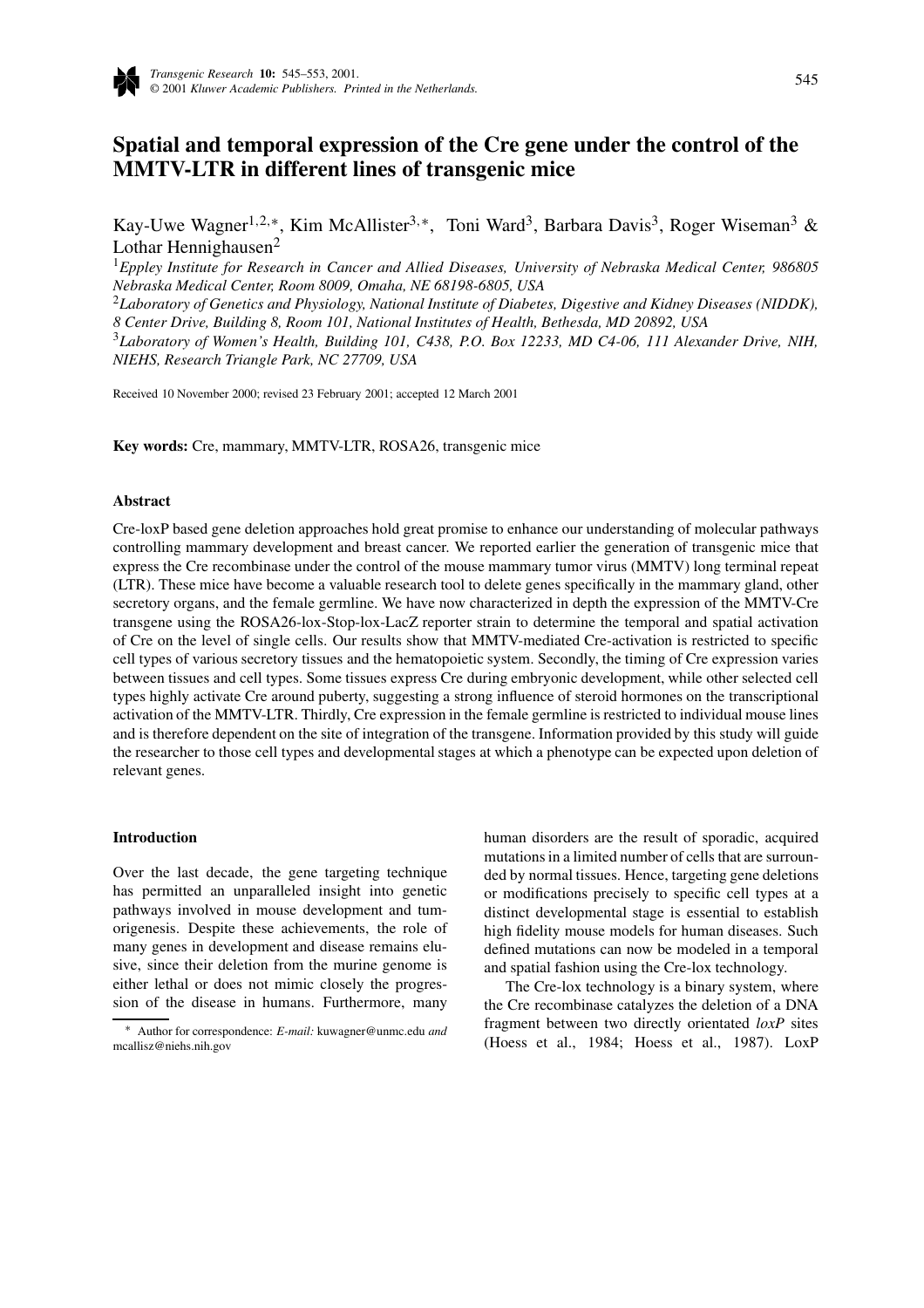# Spatial and temporal expression of the Cre gene under the control of the MMTV-LTR in different lines of transgenic mice

Kay-Uwe Wagner[1,2,*], Kim McAllister[3,*], Toni Ward[3], Barbara Davis[3], Roger Wiseman[3] & Lothar Hennighausen[2]

[1]*Eppley Institute for Research in Cancer and Allied Diseases, University of Nebraska Medical Center, 986805 Nebraska Medical Center, Room 8009, Omaha, NE 68198-6805, USA*

[2]*Laboratory of Genetics and Physiology, National Institute of Diabetes, Digestive and Kidney Diseases (NIDDK), 8 Center Drive, Building 8, Room 101, National Institutes of Health, Bethesda, MD 20892, USA*

[3]*Laboratory of Women's Health, Building 101, C438, P.O. Box 12233, MD C4-06, 111 Alexander Drive, NIH, NIEHS, Research Triangle Park, NC 27709, USA*

Received 10 November 2000; revised 23 February 2001; accepted 12 March 2001

**Key words:** Cre, mammary, MMTV-LTR, ROSA26, transgenic mice

## Abstract

Cre-loxP based gene deletion approaches hold great promise to enhance our understanding of molecular pathways controlling mammary development and breast cancer. We reported earlier the generation of transgenic mice that express the Cre recombinase under the control of the mouse mammary tumor virus (MMTV) long terminal repeat (LTR). These mice have become a valuable research tool to delete genes specifically in the mammary gland, other secretory organs, and the female germline. We have now characterized in depth the expression of the MMTV-Cre transgene using the ROSA26-lox-Stop-lox-LacZ reporter strain to determine the temporal and spatial activation of Cre on the level of single cells. Our results show that MMTV-mediated Cre-activation is restricted to specific cell types of various secretory tissues and the hematopoietic system. Secondly, the timing of Cre expression varies between tissues and cell types. Some tissues express Cre during embryonic development, while other selected cell types highly activate Cre around puberty, suggesting a strong influence of steroid hormones on the transcriptional activation of the MMTV-LTR. Thirdly, Cre expression in the female germline is restricted to individual mouse lines and is therefore dependent on the site of integration of the transgene. Information provided by this study will guide the researcher to those cell types and developmental stages at which a phenotype can be expected upon deletion of relevant genes.

## Introduction

Over the last decade, the gene targeting technique has permitted an unparalleled insight into genetic pathways involved in mouse development and tumorigenesis. Despite these achievements, the role of many genes in development and disease remains elusive, since their deletion from the murine genome is either lethal or does not mimic closely the progression of the disease in humans. Furthermore, many human disorders are the result of sporadic, acquired mutations in a limited number of cells that are surrounded by normal tissues. Hence, targeting gene deletions or modifications precisely to specific cell types at a distinct developmental stage is essential to establish high fidelity mouse models for human diseases. Such defined mutations can now be modeled in a temporal and spatial fashion using the Cre-lox technology.

The Cre-lox technology is a binary system, where the Cre recombinase catalyzes the deletion of a DNA fragment between two directly orientated *loxP* sites (Hoess et al., 1984; Hoess et al., 1987). LoxP

* Author for correspondence: *E-mail:* kuwagner@unmc.edu *and* mcallisz@niehs.nih.gov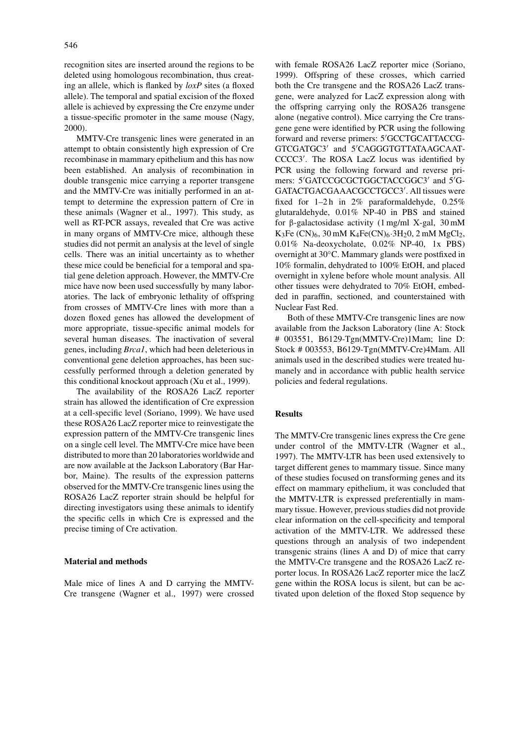recognition sites are inserted around the regions to be deleted using homologous recombination, thus creating an allele, which is flanked by *loxP* sites (a floxed allele). The temporal and spatial excision of the floxed allele is achieved by expressing the Cre enzyme under a tissue-specific promoter in the same mouse (Nagy, 2000).

MMTV-Cre transgenic lines were generated in an attempt to obtain consistently high expression of Cre recombinase in mammary epithelium and this has now been established. An analysis of recombination in double transgenic mice carrying a reporter transgene and the MMTV-Cre was initially performed in an attempt to determine the expression pattern of Cre in these animals (Wagner et al., 1997). This study, as well as RT-PCR assays, revealed that Cre was active in many organs of MMTV-Cre mice, although these studies did not permit an analysis at the level of single cells. There was an initial uncertainty as to whether these mice could be beneficial for a temporal and spatial gene deletion approach. However, the MMTV-Cre mice have now been used successfully by many laboratories. The lack of embryonic lethality of offspring from crosses of MMTV-Cre lines with more than a dozen floxed genes has allowed the development of more appropriate, tissue-specific animal models for several human diseases. The inactivation of several genes, including *Brca1*, which had been deleterious in conventional gene deletion approaches, has been successfully performed through a deletion generated by this conditional knockout approach (Xu et al., 1999).

The availability of the ROSA26 LacZ reporter strain has allowed the identification of Cre expression at a cell-specific level (Soriano, 1999). We have used these ROSA26 LacZ reporter mice to reinvestigate the expression pattern of the MMTV-Cre transgenic lines on a single cell level. The MMTV-Cre mice have been distributed to more than 20 laboratories worldwide and are now available at the Jackson Laboratory (Bar Harbor, Maine). The results of the expression patterns observed for the MMTV-Cre transgenic lines using the ROSA26 LacZ reporter strain should be helpful for directing investigators using these animals to identify the specific cells in which Cre is expressed and the precise timing of Cre activation.

## Material and methods

Male mice of lines A and D carrying the MMTV-Cre transgene (Wagner et al., 1997) were crossed with female ROSA26 LacZ reporter mice (Soriano, 1999). Offspring of these crosses, which carried both the Cre transgene and the ROSA26 LacZ transgene, were analyzed for LacZ expression along with the offspring carrying only the ROSA26 transgene alone (negative control). Mice carrying the Cre transgene gene were identified by PCR using the following forward and reverse primers: 5′GCCTGCATTACCGGTCGATGC3′ and 5′CAGGGTGTTATAAGCAATCCCC3′. The ROSA LacZ locus was identified by PCR using the following forward and reverse primers: 5′GATCCGCGCTGGCTACCGGC3′ and 5′GGATACTGACGAAACGCCTGCC3′. All tissues were fixed for 1–2 h in 2% paraformaldehyde, 0.25% glutaraldehyde, 0.01% NP-40 in PBS and stained for β-galactosidase activity (1 mg/ml X-gal, 30 mM $K_3Fe(CN)_6$, 30 mM $K_4Fe(CN)_6 \cdot 3H_2O$, 2 mM $MgCl_2$, 0.01% Na-deoxycholate, 0.02% NP-40, 1x PBS) overnight at 30°C. Mammary glands were postfixed in 10% formalin, dehydrated to 100% EtOH, and placed overnight in xylene before whole mount analysis. All other tissues were dehydrated to 70% EtOH, embedded in paraffin, sectioned, and counterstained with Nuclear Fast Red.

Both of these MMTV-Cre transgenic lines are now available from the Jackson Laboratory (line A: Stock # 003551, B6129-Tgn(MMTV-Cre)1Mam; line D: Stock # 003553, B6129-Tgn(MMTV-Cre)4Mam. All animals used in the described studies were treated humanely and in accordance with public health service policies and federal regulations.

## Results

The MMTV-Cre transgenic lines express the Cre gene under control of the MMTV-LTR (Wagner et al., 1997). The MMTV-LTR has been used extensively to target different genes to mammary tissue. Since many of these studies focused on transforming genes and its effect on mammary epithelium, it was concluded that the MMTV-LTR is expressed preferentially in mammary tissue. However, previous studies did not provide clear information on the cell-specificity and temporal activation of the MMTV-LTR. We addressed these questions through an analysis of two independent transgenic strains (lines A and D) of mice that carry the MMTV-Cre transgene and the ROSA26 LacZ reporter locus. In ROSA26 LacZ reporter mice the lacZ gene within the ROSA locus is silent, but can be activated upon deletion of the floxed Stop sequence by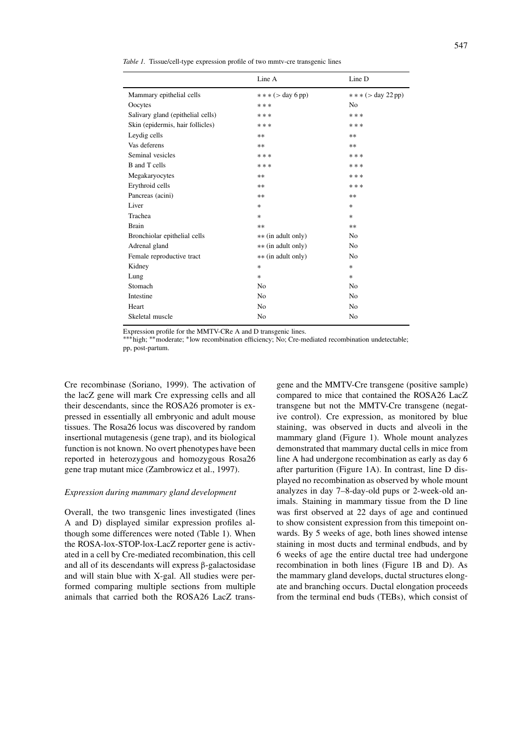*Table 1.* Tissue/cell-type expression profile of two mmtv-cre transgenic lines

| | Line A | Line D |
|---|---|---|
| Mammary epithelial cells | * * * (> day 6 pp) | * * * (> day 22 pp) |
| Oocytes | * * * | No |
| Salivary gland (epithelial cells) | * * * | * * * |
| Skin (epidermis, hair follicles) | * * * | * * * |
| Leydig cells | ** | ** |
| Vas deferens | ** | ** |
| Seminal vesicles | * * * | * * * |
| B and T cells | * * * | * * * |
| Megakaryocytes | ** | * * * |
| Erythroid cells | ** | * * * |
| Pancreas (acini) | ** | ** |
| Liver | * | * |
| Trachea | * | * |
| Brain | ** | ** |
| Bronchiolar epithelial cells | ** (in adult only) | No |
| Adrenal gland | ** (in adult only) | No |
| Female reproductive tract | ** (in adult only) | No |
| Kidney | * | * |
| Lung | * | * |
| Stomach | No | No |
| Intestine | No | No |
| Heart | No | No |
| Skeletal muscle | No | No |

Expression profile for the MMTV-CRe A and D transgenic lines.
***high; **moderate; *low recombination efficiency; No; Cre-mediated recombination undetectable; pp, post-partum.

Cre recombinase (Soriano, 1999). The activation of the lacZ gene will mark Cre expressing cells and all their descendants, since the ROSA26 promoter is expressed in essentially all embryonic and adult mouse tissues. The Rosa26 locus was discovered by random insertional mutagenesis (gene trap), and its biological function is not known. No overt phenotypes have been reported in heterozygous and homozygous Rosa26 gene trap mutant mice (Zambrowicz et al., 1997).

### *Expression during mammary gland development*

Overall, the two transgenic lines investigated (lines A and D) displayed similar expression profiles although some differences were noted (Table 1). When the ROSA-lox-STOP-lox-LacZ reporter gene is activated in a cell by Cre-mediated recombination, this cell and all of its descendants will express β-galactosidase and will stain blue with X-gal. All studies were performed comparing multiple sections from multiple animals that carried both the ROSA26 LacZ transgene and the MMTV-Cre transgene (positive sample) compared to mice that contained the ROSA26 LacZ transgene but not the MMTV-Cre transgene (negative control). Cre expression, as monitored by blue staining, was observed in ducts and alveoli in the mammary gland (Figure 1). Whole mount analyzes demonstrated that mammary ductal cells in mice from line A had undergone recombination as early as day 6 after parturition (Figure 1A). In contrast, line D displayed no recombination as observed by whole mount analyzes in day 7–8-day-old pups or 2-week-old animals. Staining in mammary tissue from the D line was first observed at 22 days of age and continued to show consistent expression from this timepoint onwards. By 5 weeks of age, both lines showed intense staining in most ducts and terminal endbuds, and by 6 weeks of age the entire ductal tree had undergone recombination in both lines (Figure 1B and D). As the mammary gland develops, ductal structures elongate and branching occurs. Ductal elongation proceeds from the terminal end buds (TEBs), which consist of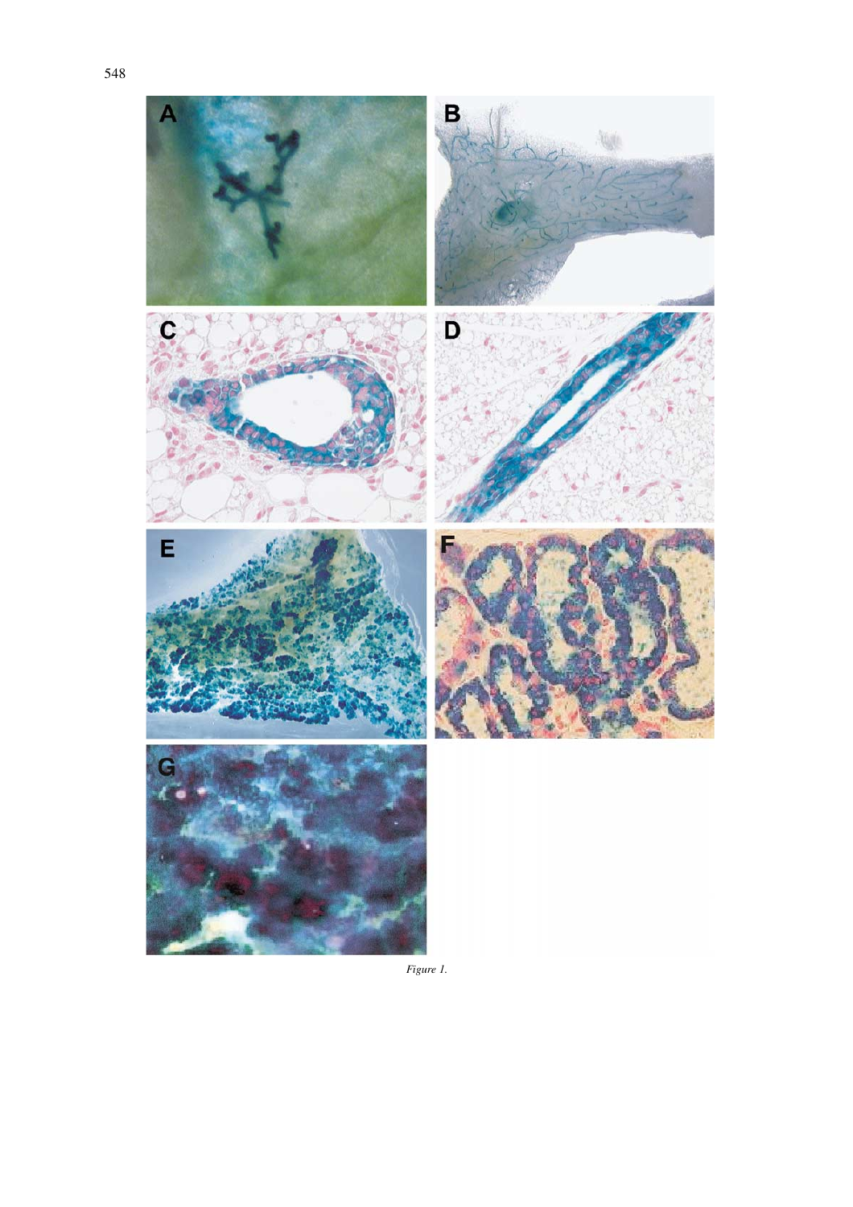*Figure 1.*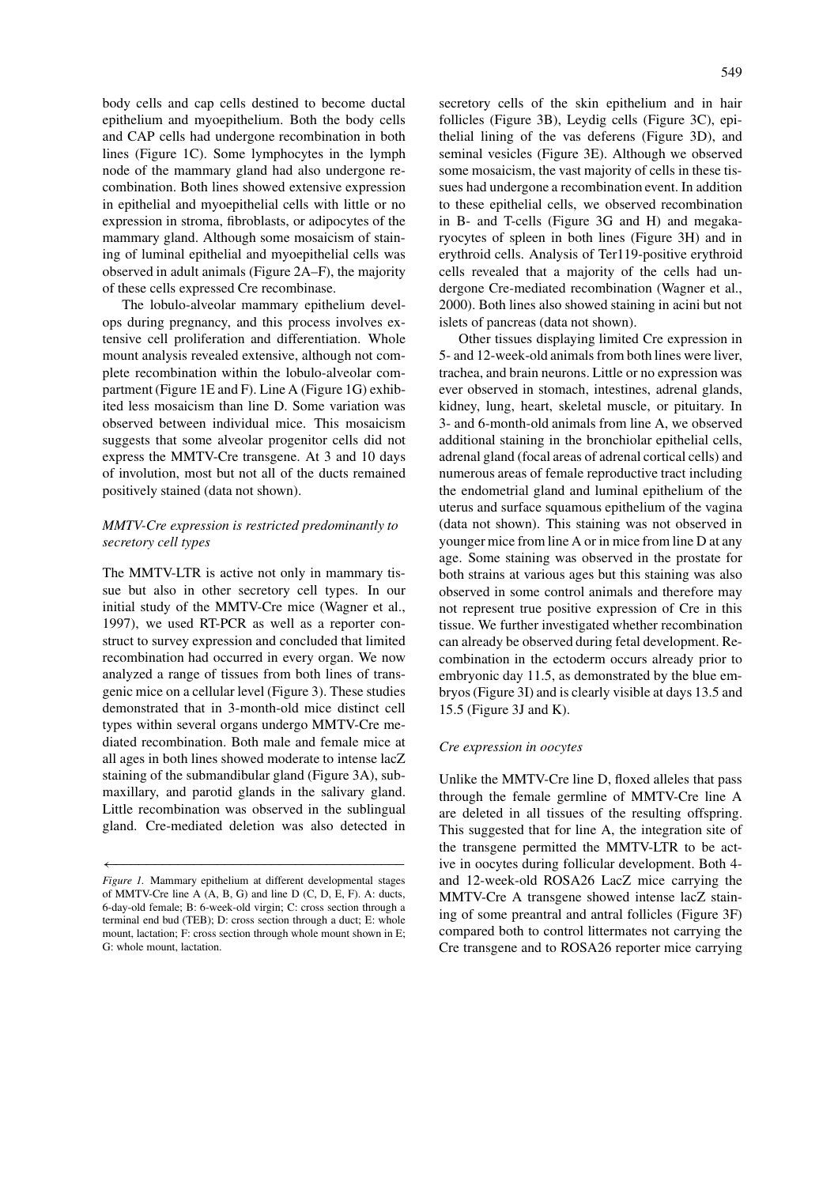body cells and cap cells destined to become ductal epithelium and myoepithelium. Both the body cells and CAP cells had undergone recombination in both lines (Figure 1C). Some lymphocytes in the lymph node of the mammary gland had also undergone recombination. Both lines showed extensive expression in epithelial and myoepithelial cells with little or no expression in stroma, fibroblasts, or adipocytes of the mammary gland. Although some mosaicism of staining of luminal epithelial and myoepithelial cells was observed in adult animals (Figure 2A–F), the majority of these cells expressed Cre recombinase.

The lobulo-alveolar mammary epithelium develops during pregnancy, and this process involves extensive cell proliferation and differentiation. Whole mount analysis revealed extensive, although not complete recombination within the lobulo-alveolar compartment (Figure 1E and F). Line A (Figure 1G) exhibited less mosaicism than line D. Some variation was observed between individual mice. This mosaicism suggests that some alveolar progenitor cells did not express the MMTV-Cre transgene. At 3 and 10 days of involution, most but not all of the ducts remained positively stained (data not shown).

### *MMTV-Cre expression is restricted predominantly to secretory cell types*

The MMTV-LTR is active not only in mammary tissue but also in other secretory cell types. In our initial study of the MMTV-Cre mice (Wagner et al., 1997), we used RT-PCR as well as a reporter construct to survey expression and concluded that limited recombination had occurred in every organ. We now analyzed a range of tissues from both lines of transgenic mice on a cellular level (Figure 3). These studies demonstrated that in 3-month-old mice distinct cell types within several organs undergo MMTV-Cre mediated recombination. Both male and female mice at all ages in both lines showed moderate to intense lacZ staining of the submandibular gland (Figure 3A), submaxillary, and parotid glands in the salivary gland. Little recombination was observed in the sublingual gland. Cre-mediated deletion was also detected in secretory cells of the skin epithelium and in hair follicles (Figure 3B), Leydig cells (Figure 3C), epithelial lining of the vas deferens (Figure 3D), and seminal vesicles (Figure 3E). Although we observed some mosaicism, the vast majority of cells in these tissues had undergone a recombination event. In addition to these epithelial cells, we observed recombination in B- and T-cells (Figure 3G and H) and megakaryocytes of spleen in both lines (Figure 3H) and in erythroid cells. Analysis of Ter119-positive erythroid cells revealed that a majority of the cells had undergone Cre-mediated recombination (Wagner et al., 2000). Both lines also showed staining in acini but not islets of pancreas (data not shown).

Other tissues displaying limited Cre expression in 5- and 12-week-old animals from both lines were liver, trachea, and brain neurons. Little or no expression was ever observed in stomach, intestines, adrenal glands, kidney, lung, heart, skeletal muscle, or pituitary. In 3- and 6-month-old animals from line A, we observed additional staining in the bronchiolar epithelial cells, adrenal gland (focal areas of adrenal cortical cells) and numerous areas of female reproductive tract including the endometrial gland and luminal epithelium of the uterus and surface squamous epithelium of the vagina (data not shown). This staining was not observed in younger mice from line A or in mice from line D at any age. Some staining was observed in the prostate for both strains at various ages but this staining was also observed in some control animals and therefore may not represent true positive expression of Cre in this tissue. We further investigated whether recombination can already be observed during fetal development. Recombination in the ectoderm occurs already prior to embryonic day 11.5, as demonstrated by the blue embryos (Figure 3I) and is clearly visible at days 13.5 and 15.5 (Figure 3J and K).

### *Cre expression in oocytes*

Unlike the MMTV-Cre line D, floxed alleles that pass through the female germline of MMTV-Cre line A are deleted in all tissues of the resulting offspring. This suggested that for line A, the integration site of the transgene permitted the MMTV-LTR to be active in oocytes during follicular development. Both 4- and 12-week-old ROSA26 LacZ mice carrying the MMTV-Cre A transgene showed intense lacZ staining of some preantral and antral follicles (Figure 3F) compared both to control littermates not carrying the Cre transgene and to ROSA26 reporter mice carrying

*Figure 1.* Mammary epithelium at different developmental stages of MMTV-Cre line A (A, B, G) and line D (C, D, E, F). A: ducts, 6-day-old female; B: 6-week-old virgin; C: cross section through a terminal end bud (TEB); D: cross section through a duct; E: whole mount, lactation; F: cross section through whole mount shown in E; G: whole mount, lactation.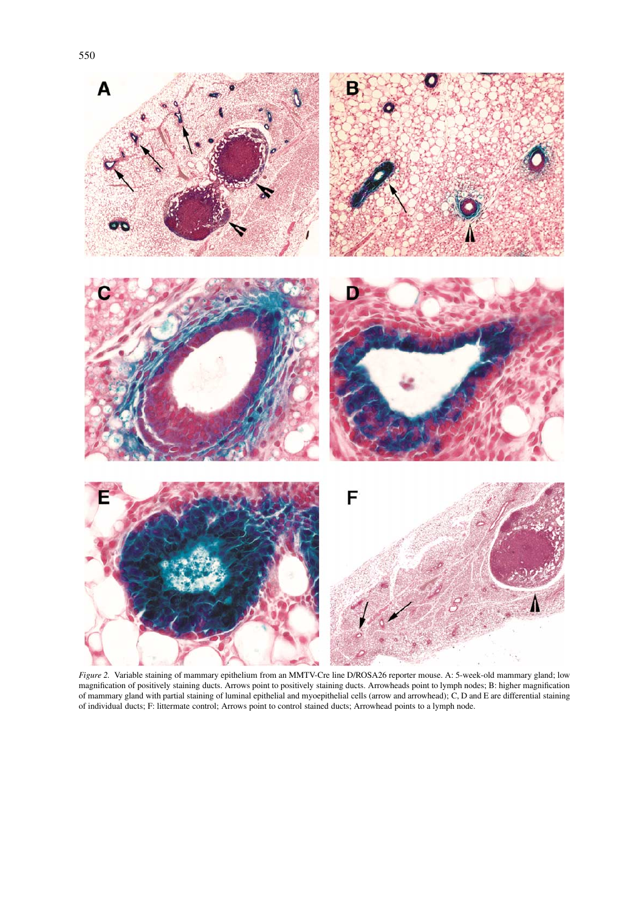*Figure 2.* Variable staining of mammary epithelium from an MMTV-Cre line D/ROSA26 reporter mouse. A: 5-week-old mammary gland; low magnification of positively staining ducts. Arrows point to positively staining ducts. Arrowheads point to lymph nodes; B: higher magnification of mammary gland with partial staining of luminal epithelial and myoepithelial cells (arrow and arrowhead); C, D and E are differential staining of individual ducts; F: littermate control; Arrows point to control stained ducts; Arrowhead points to a lymph node.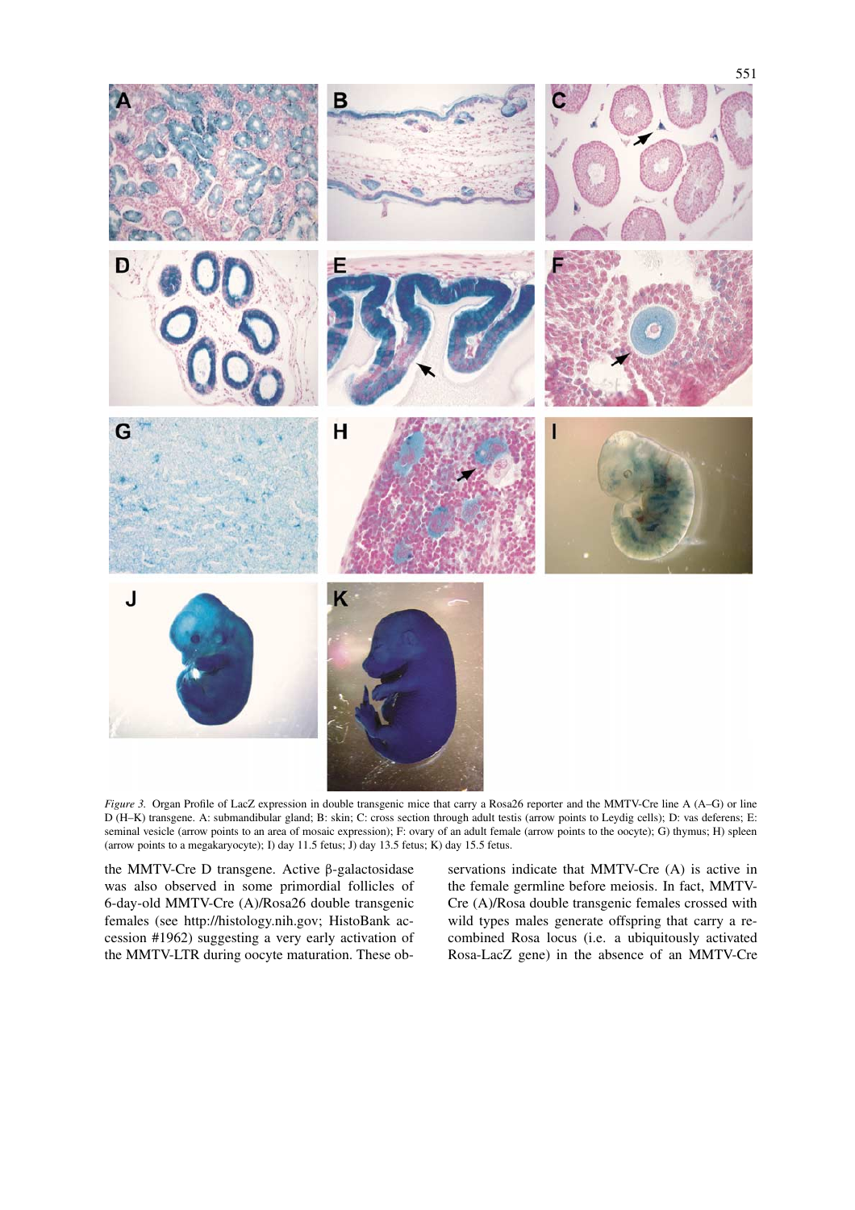*Figure 3.* Organ Profile of LacZ expression in double transgenic mice that carry a Rosa26 reporter and the MMTV-Cre line A (A–G) or line D (H–K) transgene. A: submandibular gland; B: skin; C: cross section through adult testis (arrow points to Leydig cells); D: vas deferens; E: seminal vesicle (arrow points to an area of mosaic expression); F: ovary of an adult female (arrow points to the oocyte); G) thymus; H) spleen (arrow points to a megakaryocyte); I) day 11.5 fetus; J) day 13.5 fetus; K) day 15.5 fetus.

the MMTV-Cre D transgene. Active β-galactosidase was also observed in some primordial follicles of 6-day-old MMTV-Cre (A)/Rosa26 double transgenic females (see http://histology.nih.gov; HistoBank accession #1962) suggesting a very early activation of the MMTV-LTR during oocyte maturation. These observations indicate that MMTV-Cre (A) is active in the female germline before meiosis. In fact, MMTV-Cre (A)/Rosa double transgenic females crossed with wild types males generate offspring that carry a recombined Rosa locus (i.e. a ubiquitously activated Rosa-LacZ gene) in the absence of an MMTV-Cre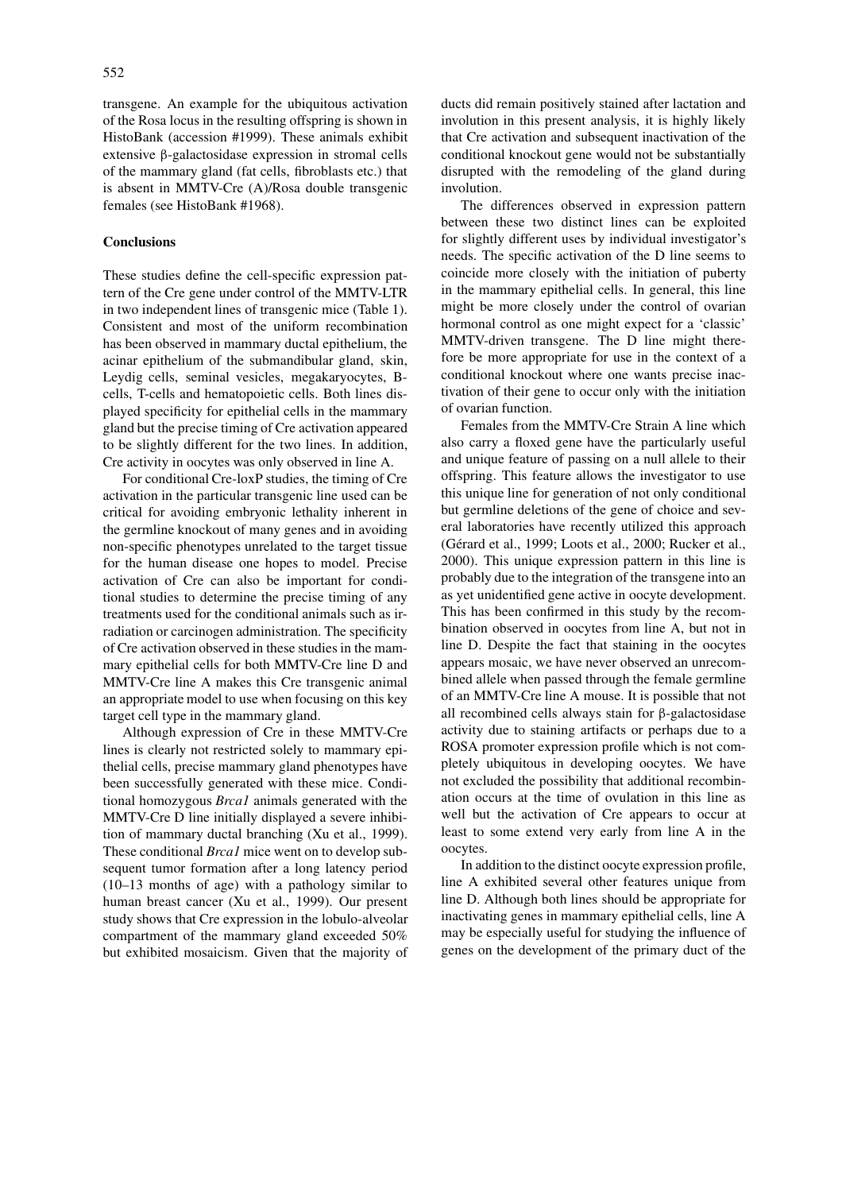transgene. An example for the ubiquitous activation of the Rosa locus in the resulting offspring is shown in HistoBank (accession #1999). These animals exhibit extensive β-galactosidase expression in stromal cells of the mammary gland (fat cells, fibroblasts etc.) that is absent in MMTV-Cre (A)/Rosa double transgenic females (see HistoBank #1968).

## Conclusions

These studies define the cell-specific expression pattern of the Cre gene under control of the MMTV-LTR in two independent lines of transgenic mice (Table 1). Consistent and most of the uniform recombination has been observed in mammary ductal epithelium, the acinar epithelium of the submandibular gland, skin, Leydig cells, seminal vesicles, megakaryocytes, B-cells, T-cells and hematopoietic cells. Both lines displayed specificity for epithelial cells in the mammary gland but the precise timing of Cre activation appeared to be slightly different for the two lines. In addition, Cre activity in oocytes was only observed in line A.

For conditional Cre-loxP studies, the timing of Cre activation in the particular transgenic line used can be critical for avoiding embryonic lethality inherent in the germline knockout of many genes and in avoiding non-specific phenotypes unrelated to the target tissue for the human disease one hopes to model. Precise activation of Cre can also be important for conditional studies to determine the precise timing of any treatments used for the conditional animals such as irradiation or carcinogen administration. The specificity of Cre activation observed in these studies in the mammary epithelial cells for both MMTV-Cre line D and MMTV-Cre line A makes this Cre transgenic animal an appropriate model to use when focusing on this key target cell type in the mammary gland.

Although expression of Cre in these MMTV-Cre lines is clearly not restricted solely to mammary epithelial cells, precise mammary gland phenotypes have been successfully generated with these mice. Conditional homozygous *Brca1* animals generated with the MMTV-Cre D line initially displayed a severe inhibition of mammary ductal branching (Xu et al., 1999). These conditional *Brca1* mice went on to develop subsequent tumor formation after a long latency period (10–13 months of age) with a pathology similar to human breast cancer (Xu et al., 1999). Our present study shows that Cre expression in the lobulo-alveolar compartment of the mammary gland exceeded 50% but exhibited mosaicism. Given that the majority of ducts did remain positively stained after lactation and involution in this present analysis, it is highly likely that Cre activation and subsequent inactivation of the conditional knockout gene would not be substantially disrupted with the remodeling of the gland during involution.

The differences observed in expression pattern between these two distinct lines can be exploited for slightly different uses by individual investigator's needs. The specific activation of the D line seems to coincide more closely with the initiation of puberty in the mammary epithelial cells. In general, this line might be more closely under the control of ovarian hormonal control as one might expect for a 'classic' MMTV-driven transgene. The D line might therefore be more appropriate for use in the context of a conditional knockout where one wants precise inactivation of their gene to occur only with the initiation of ovarian function.

Females from the MMTV-Cre Strain A line which also carry a floxed gene have the particularly useful and unique feature of passing on a null allele to their offspring. This feature allows the investigator to use this unique line for generation of not only conditional but germline deletions of the gene of choice and several laboratories have recently utilized this approach (Gérard et al., 1999; Loots et al., 2000; Rucker et al., 2000). This unique expression pattern in this line is probably due to the integration of the transgene into an as yet unidentified gene active in oocyte development. This has been confirmed in this study by the recombination observed in oocytes from line A, but not in line D. Despite the fact that staining in the oocytes appears mosaic, we have never observed an unrecombined allele when passed through the female germline of an MMTV-Cre line A mouse. It is possible that not all recombined cells always stain for β-galactosidase activity due to staining artifacts or perhaps due to a ROSA promoter expression profile which is not completely ubiquitous in developing oocytes. We have not excluded the possibility that additional recombination occurs at the time of ovulation in this line as well but the activation of Cre appears to occur at least to some extend very early from line A in the oocytes.

In addition to the distinct oocyte expression profile, line A exhibited several other features unique from line D. Although both lines should be appropriate for inactivating genes in mammary epithelial cells, line A may be especially useful for studying the influence of genes on the development of the primary duct of the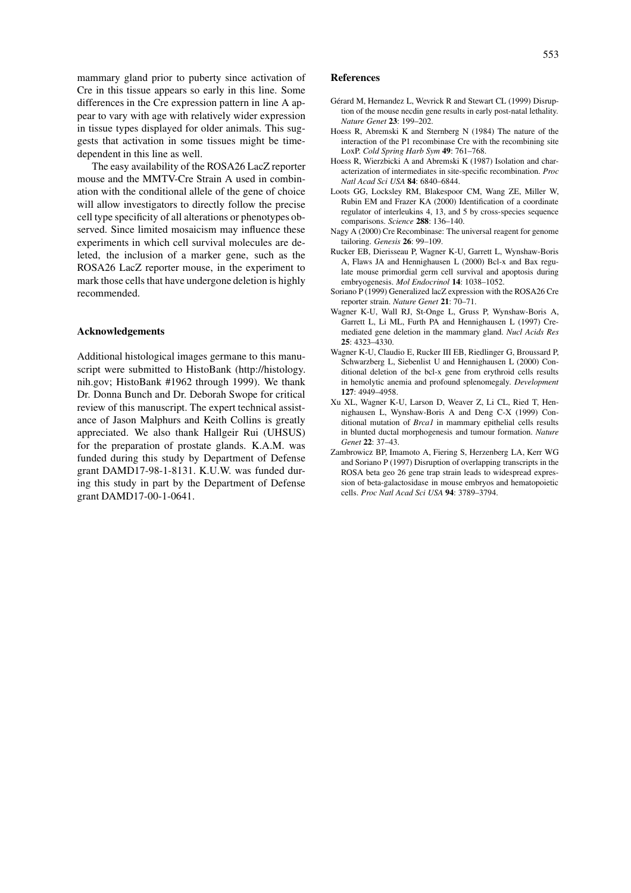mammary gland prior to puberty since activation of Cre in this tissue appears so early in this line. Some differences in the Cre expression pattern in line A appear to vary with age with relatively wider expression in tissue types displayed for older animals. This suggests that activation in some tissues might be time-dependent in this line as well.

The easy availability of the ROSA26 LacZ reporter mouse and the MMTV-Cre Strain A used in combination with the conditional allele of the gene of choice will allow investigators to directly follow the precise cell type specificity of all alterations or phenotypes observed. Since limited mosaicism may influence these experiments in which cell survival molecules are deleted, the inclusion of a marker gene, such as the ROSA26 LacZ reporter mouse, in the experiment to mark those cells that have undergone deletion is highly recommended.

## Acknowledgements

Additional histological images germane to this manuscript were submitted to HistoBank (http://histology.nih.gov; HistoBank #1962 through 1999). We thank Dr. Donna Bunch and Dr. Deborah Swope for critical review of this manuscript. The expert technical assistance of Jason Malphurs and Keith Collins is greatly appreciated. We also thank Hallgeir Rui (UHSUS) for the preparation of prostate glands. K.A.M. was funded during this study by Department of Defense grant DAMD17-98-1-8131. K.U.W. was funded during this study in part by the Department of Defense grant DAMD17-00-1-0641.

## References

Gérard M, Hernandez L, Wevrick R and Stewart CL (1999) Disruption of the mouse necdin gene results in early post-natal lethality. *Nature Genet* **23**: 199–202.

Hoess R, Abremski K and Sternberg N (1984) The nature of the interaction of the P1 recombinase Cre with the recombining site LoxP. *Cold Spring Harb Sym* **49**: 761–768.

Hoess R, Wierzbicki A and Abremski K (1987) Isolation and characterization of intermediates in site-specific recombination. *Proc Natl Acad Sci USA* **84**: 6840–6844.

Loots GG, Locksley RM, Blakespoor CM, Wang ZE, Miller W, Rubin EM and Frazer KA (2000) Identification of a coordinate regulator of interleukins 4, 13, and 5 by cross-species sequence comparisons. *Science* **288**: 136–140.

Nagy A (2000) Cre Recombinase: The universal reagent for genome tailoring. *Genesis* **26**: 99–109.

Rucker EB, Dierisseau P, Wagner K-U, Garrett L, Wynshaw-Boris A, Flaws JA and Hennighausen L (2000) Bcl-x and Bax regulate mouse primordial germ cell survival and apoptosis during embryogenesis. *Mol Endocrinol* **14**: 1038–1052.

Soriano P (1999) Generalized lacZ expression with the ROSA26 Cre reporter strain. *Nature Genet* **21**: 70–71.

Wagner K-U, Wall RJ, St-Onge L, Gruss P, Wynshaw-Boris A, Garrett L, Li ML, Furth PA and Hennighausen L (1997) Cre-mediated gene deletion in the mammary gland. *Nucl Acids Res* **25**: 4323–4330.

Wagner K-U, Claudio E, Rucker III EB, Riedlinger G, Broussard P, Schwarzberg L, Siebenlist U and Hennighausen L (2000) Conditional deletion of the bcl-x gene from erythroid cells results in hemolytic anemia and profound splenomegaly. *Development* **127**: 4949–4958.

Xu XL, Wagner K-U, Larson D, Weaver Z, Li CL, Ried T, Hennighausen L, Wynshaw-Boris A and Deng C-X (1999) Conditional mutation of *Brca1* in mammary epithelial cells results in blunted ductal morphogenesis and tumour formation. *Nature Genet* **22**: 37–43.

Zambrowicz BP, Imamoto A, Fiering S, Herzenberg LA, Kerr WG and Soriano P (1997) Disruption of overlapping transcripts in the ROSA beta geo 26 gene trap strain leads to widespread expression of beta-galactosidase in mouse embryos and hematopoietic cells. *Proc Natl Acad Sci USA* **94**: 3789–3794.